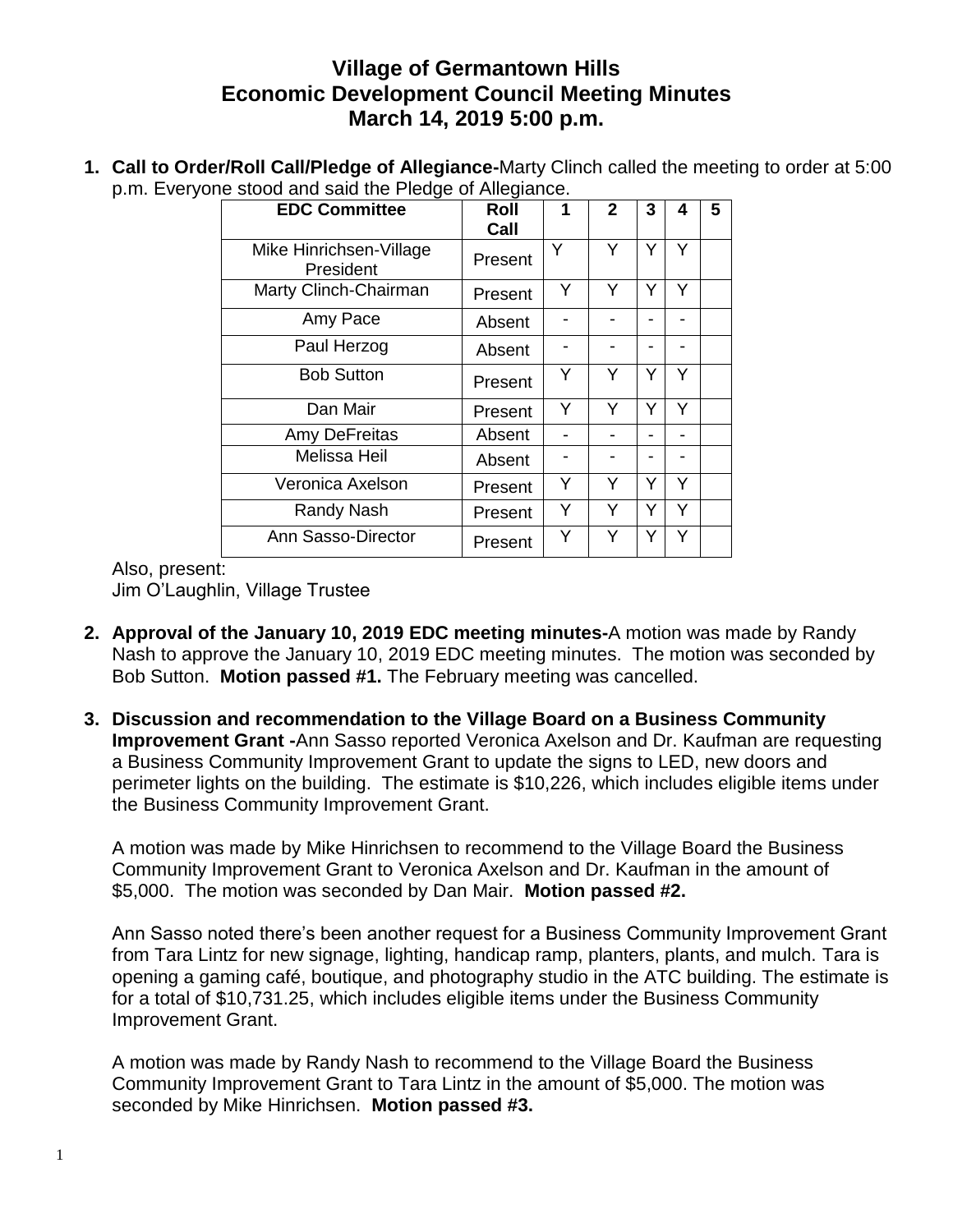# Village of Germantown Hills
## Economic Development Council Meeting Minutes
### March 14, 2019 5:00 p.m.

1. **Call to Order/Roll Call/Pledge of Allegiance-**Marty Clinch called the meeting to order at 5:00 p.m. Everyone stood and said the Pledge of Allegiance.

| EDC Committee | Roll Call | 1 | 2 | 3 | 4 | 5 |
|---|---|---|---|---|---|---|
| Mike Hinrichsen-Village President | Present | Y | Y | Y | Y | |
| Marty Clinch-Chairman | Present | Y | Y | Y | Y | |
| Amy Pace | Absent | - | - | - | - | |
| Paul Herzog | Absent | - | - | - | - | |
| Bob Sutton | Present | Y | Y | Y | Y | |
| Dan Mair | Present | Y | Y | Y | Y | |
| Amy DeFreitas | Absent | - | - | - | - | |
| Melissa Heil | Absent | - | - | - | - | |
| Veronica Axelson | Present | Y | Y | Y | Y | |
| Randy Nash | Present | Y | Y | Y | Y | |
| Ann Sasso-Director | Present | Y | Y | Y | Y | |

Also, present:
Jim O'Laughlin, Village Trustee

2. **Approval of the January 10, 2019 EDC meeting minutes-**A motion was made by Randy Nash to approve the January 10, 2019 EDC meeting minutes. The motion was seconded by Bob Sutton. **Motion passed #1.** The February meeting was cancelled.

3. **Discussion and recommendation to the Village Board on a Business Community Improvement Grant -**Ann Sasso reported Veronica Axelson and Dr. Kaufman are requesting a Business Community Improvement Grant to update the signs to LED, new doors and perimeter lights on the building. The estimate is $10,226, which includes eligible items under the Business Community Improvement Grant.

   A motion was made by Mike Hinrichsen to recommend to the Village Board the Business Community Improvement Grant to Veronica Axelson and Dr. Kaufman in the amount of $5,000. The motion was seconded by Dan Mair. **Motion passed #2.**

   Ann Sasso noted there's been another request for a Business Community Improvement Grant from Tara Lintz for new signage, lighting, handicap ramp, planters, plants, and mulch. Tara is opening a gaming café, boutique, and photography studio in the ATC building. The estimate is for a total of $10,731.25, which includes eligible items under the Business Community Improvement Grant.

   A motion was made by Randy Nash to recommend to the Village Board the Business Community Improvement Grant to Tara Lintz in the amount of $5,000. The motion was seconded by Mike Hinrichsen. **Motion passed #3.**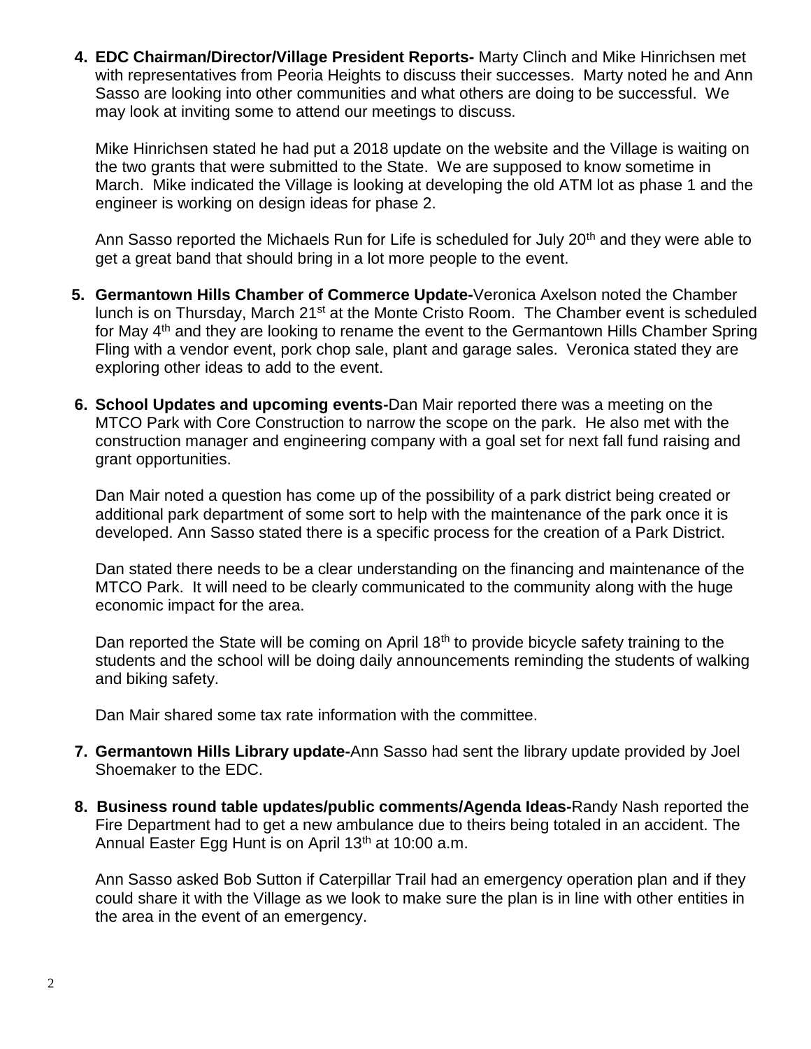4. **EDC Chairman/Director/Village President Reports-** Marty Clinch and Mike Hinrichsen met with representatives from Peoria Heights to discuss their successes. Marty noted he and Ann Sasso are looking into other communities and what others are doing to be successful. We may look at inviting some to attend our meetings to discuss.

   Mike Hinrichsen stated he had put a 2018 update on the website and the Village is waiting on the two grants that were submitted to the State. We are supposed to know sometime in March. Mike indicated the Village is looking at developing the old ATM lot as phase 1 and the engineer is working on design ideas for phase 2.

   Ann Sasso reported the Michaels Run for Life is scheduled for July 20th and they were able to get a great band that should bring in a lot more people to the event.

5. **Germantown Hills Chamber of Commerce Update-**Veronica Axelson noted the Chamber lunch is on Thursday, March 21st at the Monte Cristo Room. The Chamber event is scheduled for May 4th and they are looking to rename the event to the Germantown Hills Chamber Spring Fling with a vendor event, pork chop sale, plant and garage sales. Veronica stated they are exploring other ideas to add to the event.

6. **School Updates and upcoming events-**Dan Mair reported there was a meeting on the MTCO Park with Core Construction to narrow the scope on the park. He also met with the construction manager and engineering company with a goal set for next fall fund raising and grant opportunities.

   Dan Mair noted a question has come up of the possibility of a park district being created or additional park department of some sort to help with the maintenance of the park once it is developed. Ann Sasso stated there is a specific process for the creation of a Park District.

   Dan stated there needs to be a clear understanding on the financing and maintenance of the MTCO Park. It will need to be clearly communicated to the community along with the huge economic impact for the area.

   Dan reported the State will be coming on April 18th to provide bicycle safety training to the students and the school will be doing daily announcements reminding the students of walking and biking safety.

   Dan Mair shared some tax rate information with the committee.

7. **Germantown Hills Library update-**Ann Sasso had sent the library update provided by Joel Shoemaker to the EDC.

8. **Business round table updates/public comments/Agenda Ideas-**Randy Nash reported the Fire Department had to get a new ambulance due to theirs being totaled in an accident. The Annual Easter Egg Hunt is on April 13th at 10:00 a.m.

   Ann Sasso asked Bob Sutton if Caterpillar Trail had an emergency operation plan and if they could share it with the Village as we look to make sure the plan is in line with other entities in the area in the event of an emergency.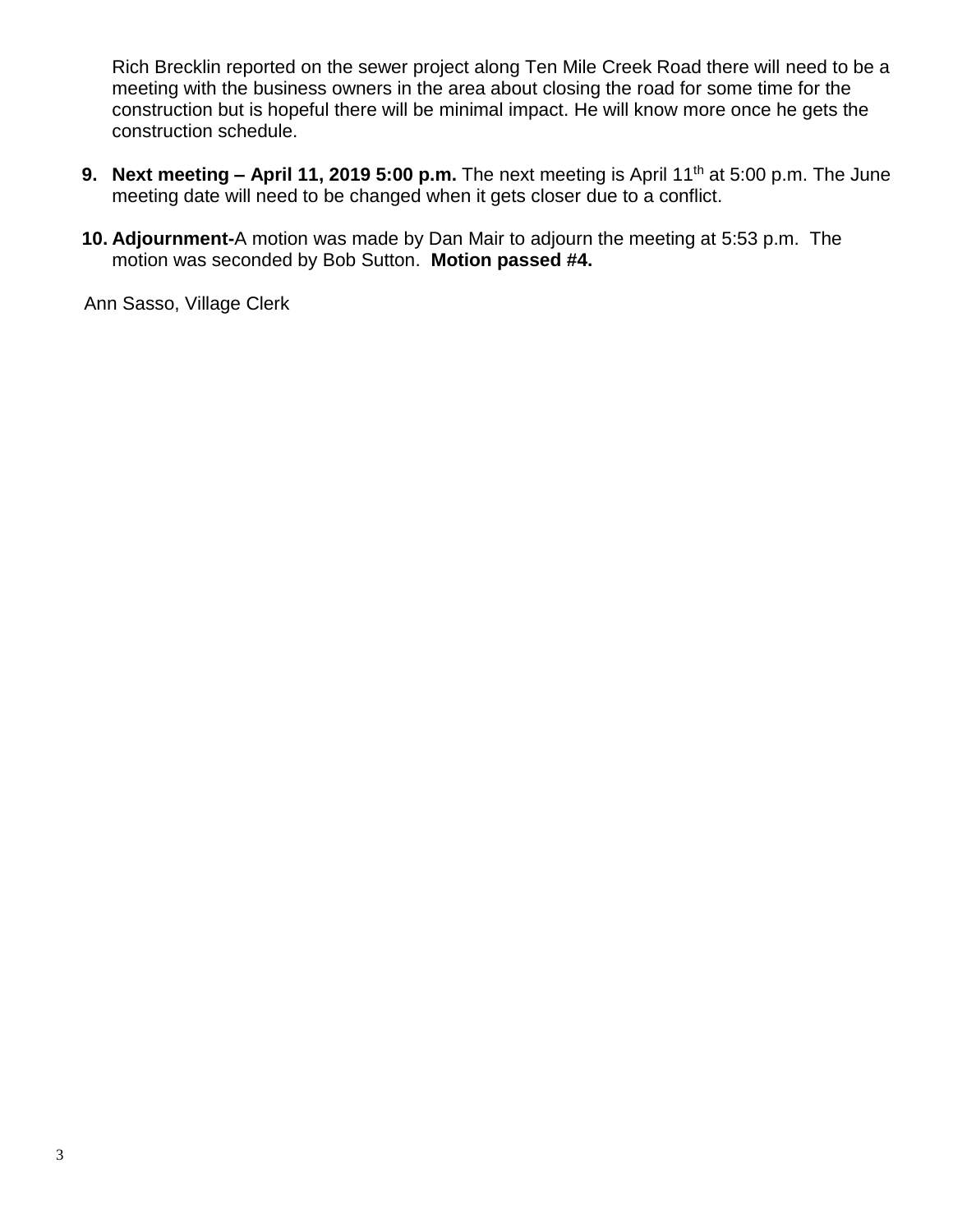Rich Brecklin reported on the sewer project along Ten Mile Creek Road there will need to be a meeting with the business owners in the area about closing the road for some time for the construction but is hopeful there will be minimal impact. He will know more once he gets the construction schedule.

9. **Next meeting – April 11, 2019 5:00 p.m.** The next meeting is April 11$^{th}$ at 5:00 p.m. The June meeting date will need to be changed when it gets closer due to a conflict.

10. **Adjournment-**A motion was made by Dan Mair to adjourn the meeting at 5:53 p.m. The motion was seconded by Bob Sutton. **Motion passed #4.**

Ann Sasso, Village Clerk